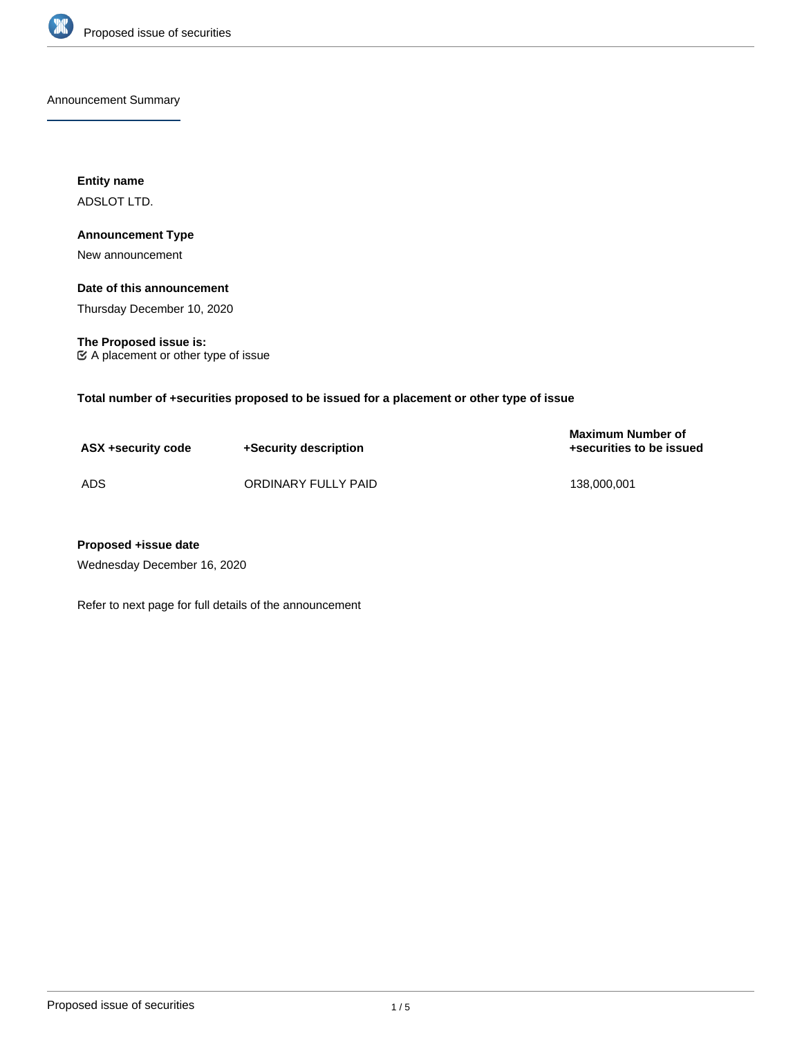Announcement Summary

**Entity name**

ADSLOT LTD.

**Announcement Type**

New announcement

**Date of this announcement**

Thursday December 10, 2020

**The Proposed issue is:**

☑ A placement or other type of issue

**Total number of +securities proposed to be issued for a placement or other type of issue**

| ASX +security code | +Security description | Maximum Number of +securities to be issued |
|---|---|---|
| ADS | ORDINARY FULLY PAID | 138,000,001 |

**Proposed +issue date**

Wednesday December 16, 2020

Refer to next page for full details of the announcement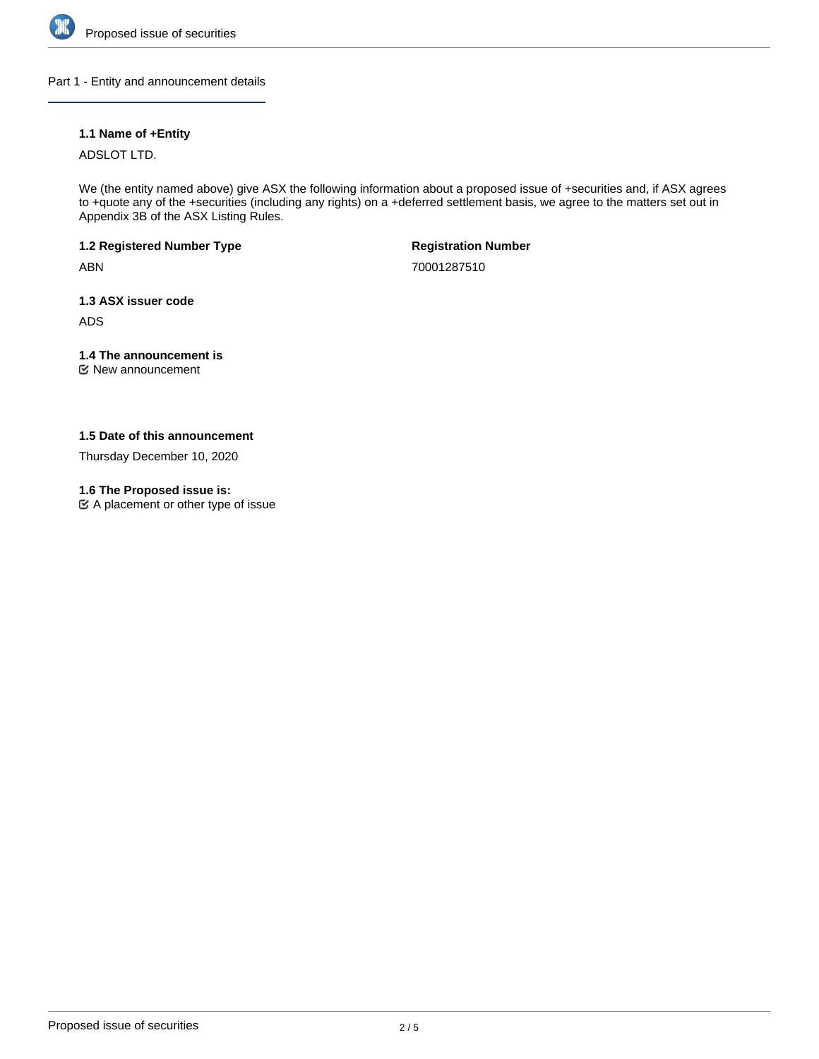## Part 1 - Entity and announcement details

**1.1 Name of +Entity**

ADSLOT LTD.

We (the entity named above) give ASX the following information about a proposed issue of +securities and, if ASX agrees to +quote any of the +securities (including any rights) on a +deferred settlement basis, we agree to the matters set out in Appendix 3B of the ASX Listing Rules.

**1.2 Registered Number Type**

ABN

**Registration Number**

70001287510

**1.3 ASX issuer code**

ADS

**1.4 The announcement is**

☑ New announcement

**1.5 Date of this announcement**

Thursday December 10, 2020

**1.6 The Proposed issue is:**

☑ A placement or other type of issue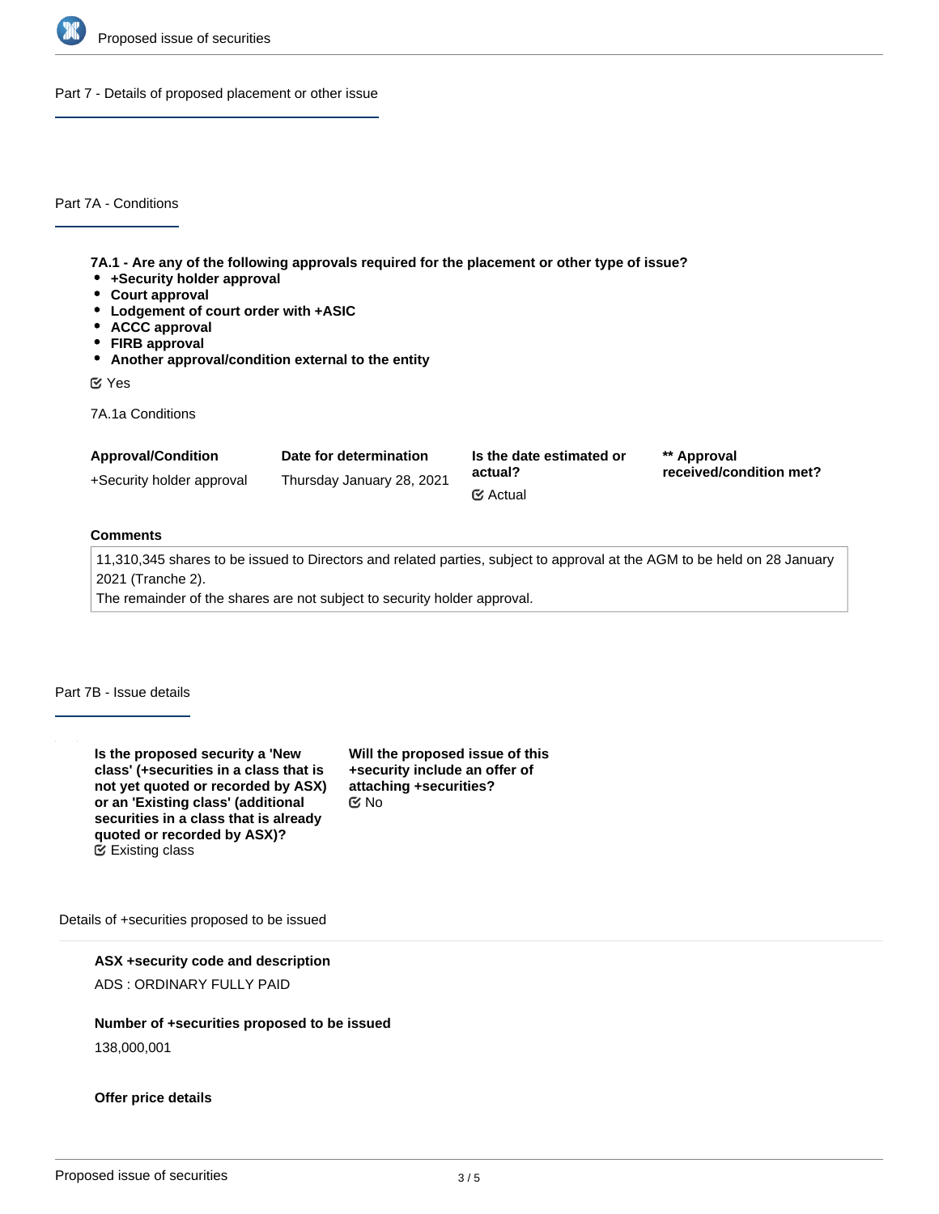## Part 7 - Details of proposed placement or other issue

### Part 7A - Conditions

**7A.1 - Are any of the following approvals required for the placement or other type of issue?**

- **+Security holder approval**
- **Court approval**
- **Lodgement of court order with +ASIC**
- **ACCC approval**
- **FIRB approval**
- **Another approval/condition external to the entity**

☑ Yes

7A.1a Conditions

| Approval/Condition | Date for determination | Is the date estimated or actual? | ** Approval received/condition met? |
|---|---|---|---|
| +Security holder approval | Thursday January 28, 2021 | ☑ Actual | |

**Comments**

11,310,345 shares to be issued to Directors and related parties, subject to approval at the AGM to be held on 28 January 2021 (Tranche 2).
The remainder of the shares are not subject to security holder approval.

### Part 7B - Issue details

**Is the proposed security a 'New class' (+securities in a class that is not yet quoted or recorded by ASX) or an 'Existing class' (additional securities in a class that is already quoted or recorded by ASX)?**
☑ Existing class

**Will the proposed issue of this +security include an offer of attaching +securities?**
☑ No

Details of +securities proposed to be issued

**ASX +security code and description**

ADS : ORDINARY FULLY PAID

**Number of +securities proposed to be issued**

138,000,001

**Offer price details**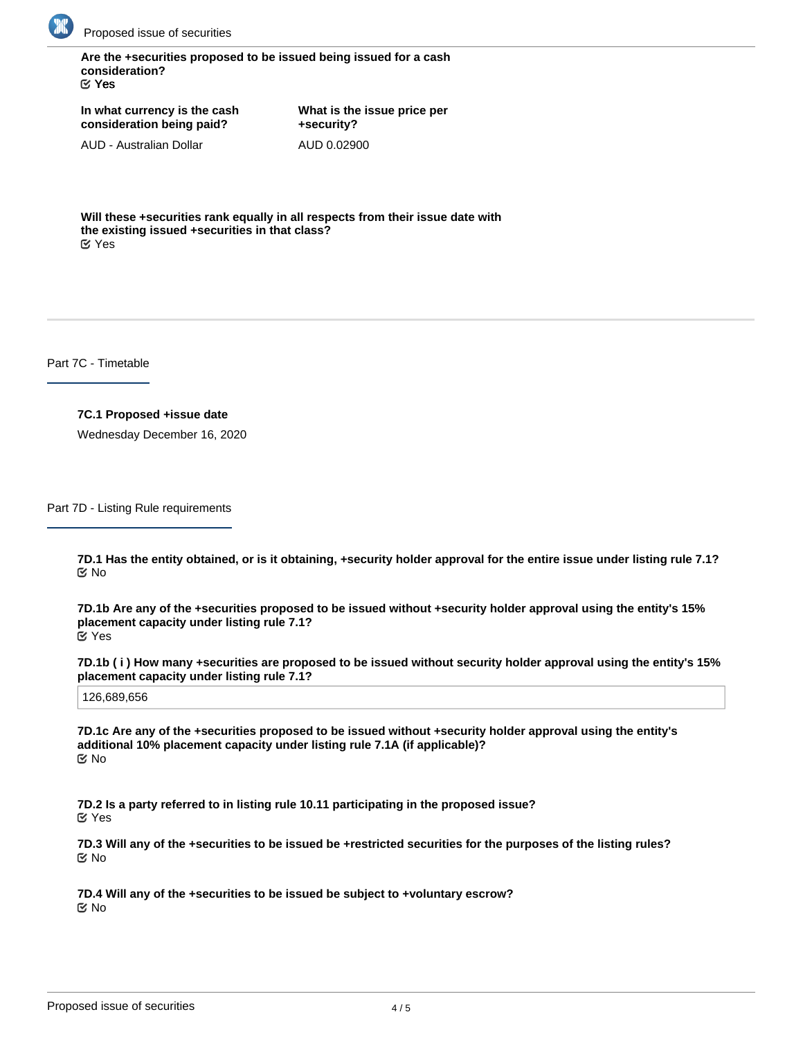**Are the +securities proposed to be issued being issued for a cash consideration?**
☑ **Yes**

| In what currency is the cash consideration being paid? | What is the issue price per +security? |
|---|---|
| AUD - Australian Dollar | AUD 0.02900 |

**Will these +securities rank equally in all respects from their issue date with the existing issued +securities in that class?**
☑ Yes

## Part 7C - Timetable

**7C.1 Proposed +issue date**

Wednesday December 16, 2020

## Part 7D - Listing Rule requirements

**7D.1 Has the entity obtained, or is it obtaining, +security holder approval for the entire issue under listing rule 7.1?**
☑ No

**7D.1b Are any of the +securities proposed to be issued without +security holder approval using the entity's 15% placement capacity under listing rule 7.1?**
☑ Yes

**7D.1b ( i ) How many +securities are proposed to be issued without security holder approval using the entity's 15% placement capacity under listing rule 7.1?**

126,689,656

**7D.1c Are any of the +securities proposed to be issued without +security holder approval using the entity's additional 10% placement capacity under listing rule 7.1A (if applicable)?**
☑ No

**7D.2 Is a party referred to in listing rule 10.11 participating in the proposed issue?**
☑ Yes

**7D.3 Will any of the +securities to be issued be +restricted securities for the purposes of the listing rules?**
☑ No

**7D.4 Will any of the +securities to be issued be subject to +voluntary escrow?**
☑ No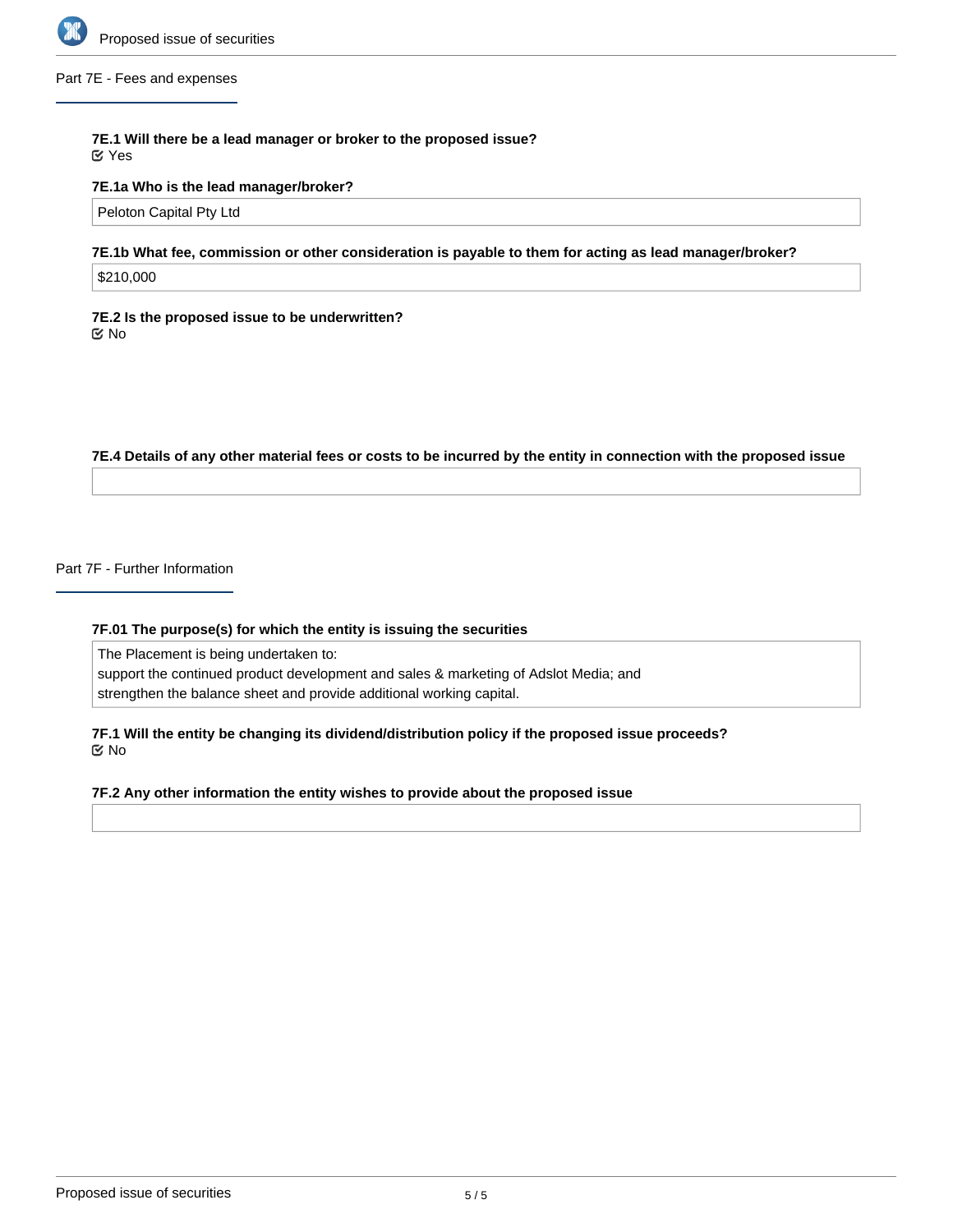## Part 7E - Fees and expenses

**7E.1 Will there be a lead manager or broker to the proposed issue?**
☑ Yes

**7E.1a Who is the lead manager/broker?**

Peloton Capital Pty Ltd

**7E.1b What fee, commission or other consideration is payable to them for acting as lead manager/broker?**

$210,000

**7E.2 Is the proposed issue to be underwritten?**
☑ No

**7E.4 Details of any other material fees or costs to be incurred by the entity in connection with the proposed issue**

## Part 7F - Further Information

**7F.01 The purpose(s) for which the entity is issuing the securities**

The Placement is being undertaken to:
support the continued product development and sales & marketing of Adslot Media; and
strengthen the balance sheet and provide additional working capital.

**7F.1 Will the entity be changing its dividend/distribution policy if the proposed issue proceeds?**
☑ No

**7F.2 Any other information the entity wishes to provide about the proposed issue**